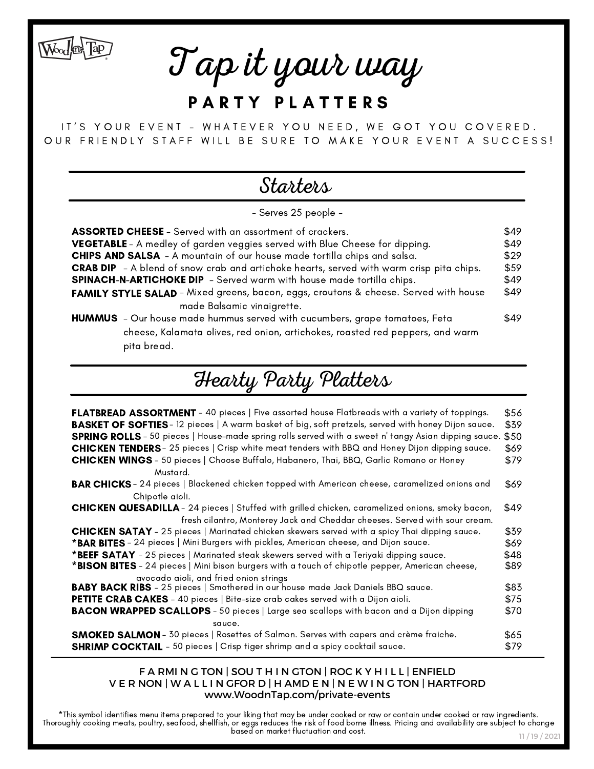Wood-n-Tap

# Tap it your way

## PARTY PLATTERS

IT'S YOUR EVENT – WHATEVER YOU NEED, WE GOT YOU COVERED.
OUR FRIENDLY STAFF WILL BE SURE TO MAKE YOUR EVENT A SUCCESS!

## Starters

- Serves 25 people -

| Item | Price |
|---|---|
| **ASSORTED CHEESE** – Served with an assortment of crackers. | $49 |
| **VEGETABLE** – A medley of garden veggies served with Blue Cheese for dipping. | $49 |
| **CHIPS AND SALSA** – A mountain of our house made tortilla chips and salsa. | $29 |
| **CRAB DIP** – A blend of snow crab and artichoke hearts, served with warm crisp pita chips. | $59 |
| **SPINACH-N-ARTICHOKE DIP** – Served warm with house made tortilla chips. | $49 |
| **FAMILY STYLE SALAD** – Mixed greens, bacon, eggs, croutons & cheese. Served with house made Balsamic vinaigrette. | $49 |
| **HUMMUS** – Our house made hummus served with cucumbers, grape tomatoes, Feta cheese, Kalamata olives, red onion, artichokes, roasted red peppers, and warm pita bread. | $49 |

## Hearty Party Platters

| Item | Price |
|---|---|
| **FLATBREAD ASSORTMENT** – 40 pieces \| Five assorted house Flatbreads with a variety of toppings. | $56 |
| **BASKET OF SOFTIES** – 12 pieces \| A warm basket of big, soft pretzels, served with honey Dijon sauce. | $39 |
| **SPRING ROLLS** – 50 pieces \| House-made spring rolls served with a sweet n' tangy Asian dipping sauce. | $50 |
| **CHICKEN TENDERS** – 25 pieces \| Crisp white meat tenders with BBQ and Honey Dijon dipping sauce. | $69 |
| **CHICKEN WINGS** – 50 pieces \| Choose Buffalo, Habanero, Thai, BBQ, Garlic Romano or Honey Mustard. | $79 |
| **BAR CHICKS** – 24 pieces \| Blackened chicken topped with American cheese, caramelized onions and Chipotle aioli. | $69 |
| **CHICKEN QUESADILLA** – 24 pieces \| Stuffed with grilled chicken, caramelized onions, smoky bacon, fresh cilantro, Monterey Jack and Cheddar cheeses. Served with sour cream. | $49 |
| **CHICKEN SATAY** – 25 pieces \| Marinated chicken skewers served with a spicy Thai dipping sauce. | $39 |
| ***BAR BITES** – 24 pieces \| Mini Burgers with pickles, American cheese, and Dijon sauce. | $69 |
| ***BEEF SATAY** – 25 pieces \| Marinated steak skewers served with a Teriyaki dipping sauce. | $48 |
| ***BISON BITES** – 24 pieces \| Mini bison burgers with a touch of chipotle pepper, American cheese, avocado aioli, and fried onion strings | $89 |
| **BABY BACK RIBS** – 25 pieces \| Smothered in our house made Jack Daniels BBQ sauce. | $83 |
| **PETITE CRAB CAKES** – 40 pieces \| Bite-size crab cakes served with a Dijon aioli. | $75 |
| **BACON WRAPPED SCALLOPS** – 50 pieces \| Large sea scallops with bacon and a Dijon dipping sauce. | $70 |
| **SMOKED SALMON** – 30 pieces \| Rosettes of Salmon. Serves with capers and crème fraiche. | $65 |
| **SHRIMP COCKTAIL** – 50 pieces \| Crisp tiger shrimp and a spicy cocktail sauce. | $79 |

**FARMINGTON | SOUTHINGTON | ROCKY HILL | ENFIELD**
**VERNON | WALLINGFORD | HAMDEN | NEWINGTON | HARTFORD**
**www.WoodnTap.com/private-events**

*This symbol identifies menu items prepared to your liking that may be under cooked or raw or contain under cooked or raw ingredients. Thoroughly cooking meats, poultry, seafood, shellfish, or eggs reduces the risk of food borne illness. Pricing and availability are subject to change based on market fluctuation and cost.

11 / 19 / 2021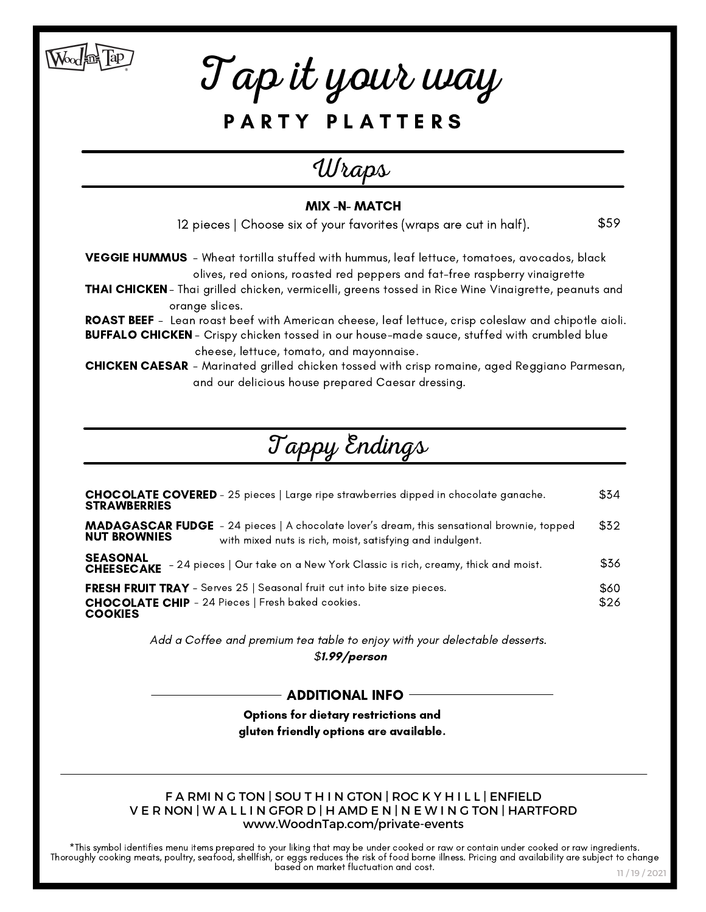Wood-n-Tap

# Tap it your way

## PARTY PLATTERS

## Wraps

**MIX -N- MATCH**

12 pieces | Choose six of your favorites (wraps are cut in half). $59

**VEGGIE HUMMUS** – Wheat tortilla stuffed with hummus, leaf lettuce, tomatoes, avocados, black olives, red onions, roasted red peppers and fat-free raspberry vinaigrette

**THAI CHICKEN** – Thai grilled chicken, vermicelli, greens tossed in Rice Wine Vinaigrette, peanuts and orange slices.

**ROAST BEEF** – Lean roast beef with American cheese, leaf lettuce, crisp coleslaw and chipotle aioli.

**BUFFALO CHICKEN** – Crispy chicken tossed in our house-made sauce, stuffed with crumbled blue cheese, lettuce, tomato, and mayonnaise.

**CHICKEN CAESAR** – Marinated grilled chicken tossed with crisp romaine, aged Reggiano Parmesan, and our delicious house prepared Caesar dressing.

## Tappy Endings

**CHOCOLATE COVERED STRAWBERRIES** – 25 pieces | Large ripe strawberries dipped in chocolate ganache. $34

**MADAGASCAR FUDGE NUT BROWNIES** – 24 pieces | A chocolate lover's dream, this sensational brownie, topped with mixed nuts is rich, moist, satisfying and indulgent. $32

**SEASONAL CHEESECAKE** – 24 pieces | Our take on a New York Classic is rich, creamy, thick and moist. $36

**FRESH FRUIT TRAY** – Serves 25 | Seasonal fruit cut into bite size pieces. $60

**CHOCOLATE CHIP COOKIES** – 24 Pieces | Fresh baked cookies. $26

*Add a Coffee and premium tea table to enjoy with your delectable desserts.*

***$1.99/person***

### ADDITIONAL INFO

**Options for dietary restrictions and gluten friendly options are available.**

FARMINGTON | SOUTHINGTON | ROCKYHILL | ENFIELD
VERNON | WALLINGFORD | HAMDEN | NEWINGTON | HARTFORD
www.WoodnTap.com/private-events

*This symbol identifies menu items prepared to your liking that may be under cooked or raw or contain under cooked or raw ingredients. Thoroughly cooking meats, poultry, seafood, shellfish, or eggs reduces the risk of food borne illness. Pricing and availability are subject to change based on market fluctuation and cost.

11 / 19 / 2021